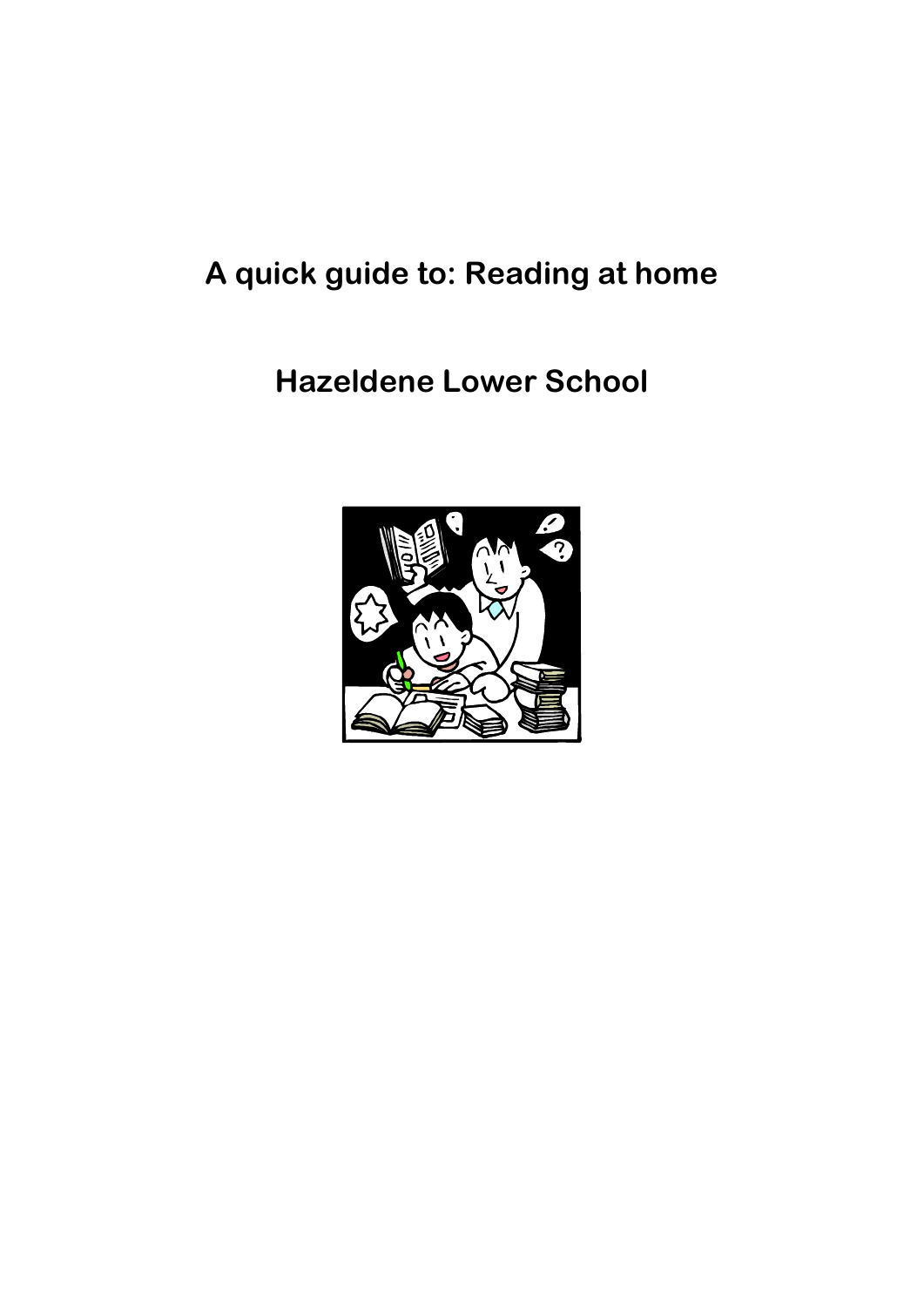# A quick guide to: Reading at home

## Hazeldene Lower School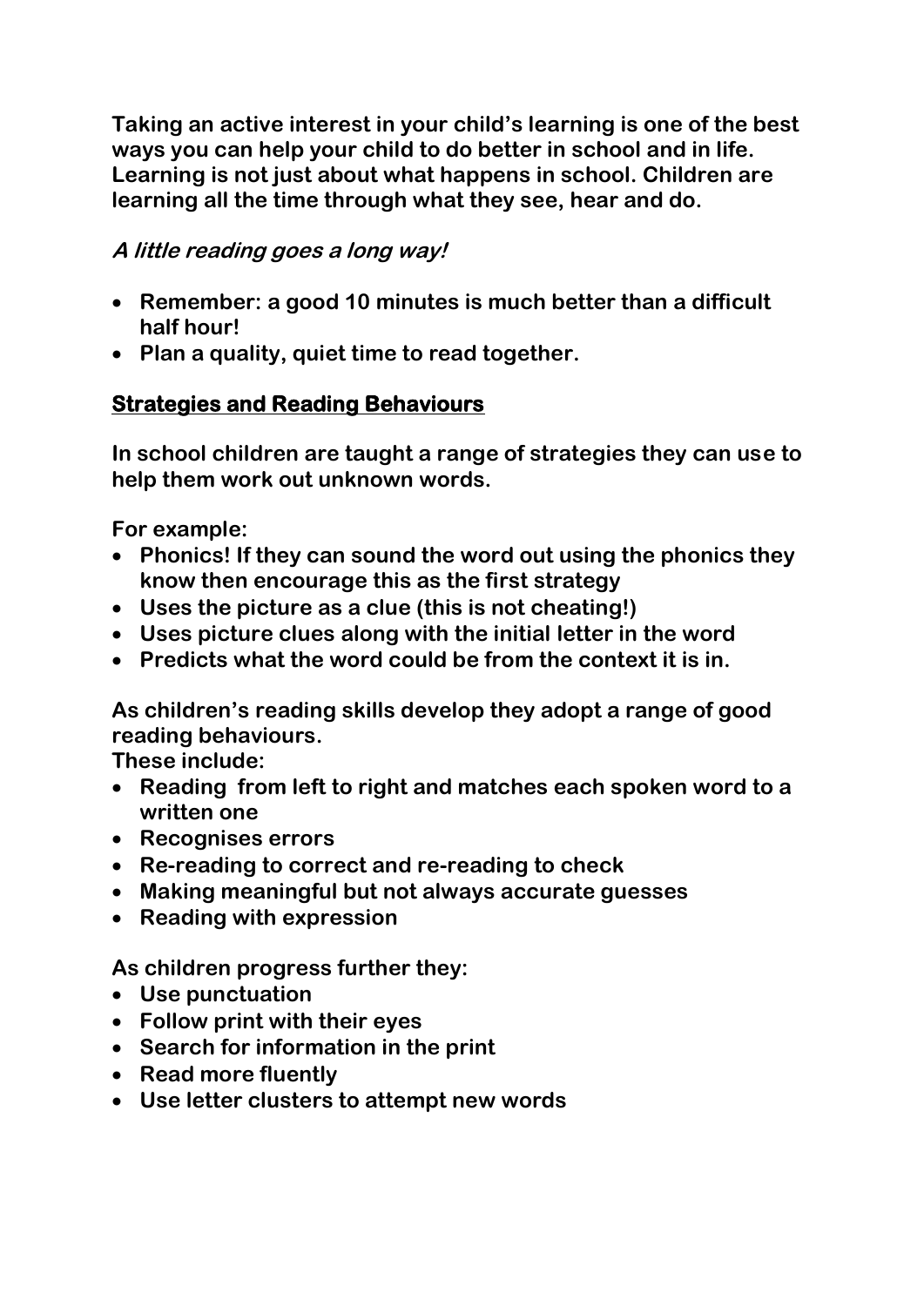**Taking an active interest in your child's learning is one of the best ways you can help your child to do better in school and in life. Learning is not just about what happens in school. Children are learning all the time through what they see, hear and do.**

***A little reading goes a long way!***

- **Remember: a good 10 minutes is much better than a difficult half hour!**
- **Plan a quality, quiet time to read together.**

## Strategies and Reading Behaviours

**In school children are taught a range of strategies they can use to help them work out unknown words.**

**For example:**

- **Phonics! If they can sound the word out using the phonics they know then encourage this as the first strategy**
- **Uses the picture as a clue (this is not cheating!)**
- **Uses picture clues along with the initial letter in the word**
- **Predicts what the word could be from the context it is in.**

**As children's reading skills develop they adopt a range of good reading behaviours.**
**These include:**

- **Reading from left to right and matches each spoken word to a written one**
- **Recognises errors**
- **Re-reading to correct and re-reading to check**
- **Making meaningful but not always accurate guesses**
- **Reading with expression**

**As children progress further they:**

- **Use punctuation**
- **Follow print with their eyes**
- **Search for information in the print**
- **Read more fluently**
- **Use letter clusters to attempt new words**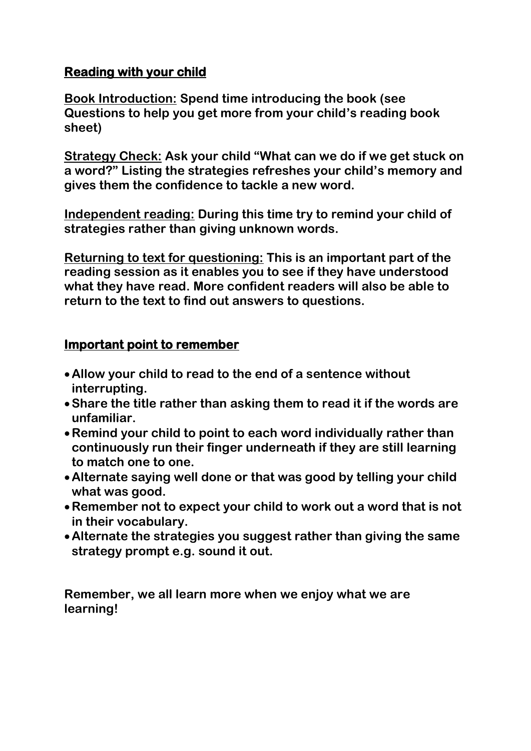## Reading with your child

**Book Introduction: Spend time introducing the book (see Questions to help you get more from your child's reading book sheet)**

**Strategy Check: Ask your child "What can we do if we get stuck on a word?" Listing the strategies refreshes your child's memory and gives them the confidence to tackle a new word.**

**Independent reading: During this time try to remind your child of strategies rather than giving unknown words.**

**Returning to text for questioning: This is an important part of the reading session as it enables you to see if they have understood what they have read. More confident readers will also be able to return to the text to find out answers to questions.**

## Important point to remember

- **Allow your child to read to the end of a sentence without interrupting.**
- **Share the title rather than asking them to read it if the words are unfamiliar.**
- **Remind your child to point to each word individually rather than continuously run their finger underneath if they are still learning to match one to one.**
- **Alternate saying well done or that was good by telling your child what was good.**
- **Remember not to expect your child to work out a word that is not in their vocabulary.**
- **Alternate the strategies you suggest rather than giving the same strategy prompt e.g. sound it out.**

**Remember, we all learn more when we enjoy what we are learning!**